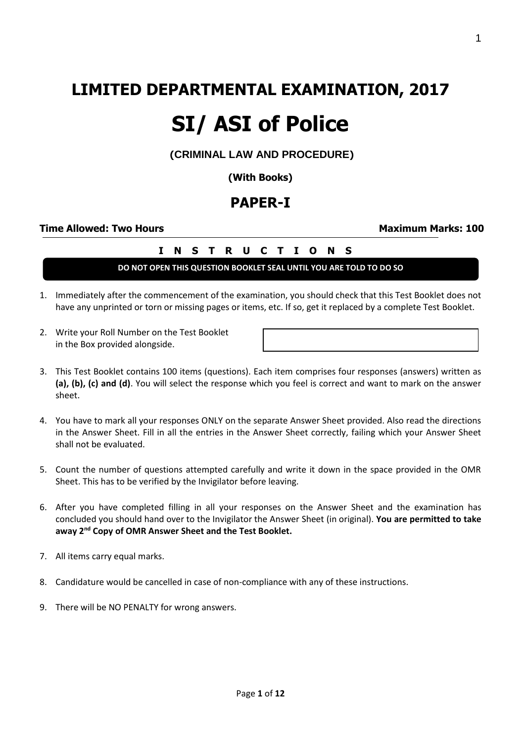# LIMITED DEPARTMENTAL EXAMINATION, 2017

# SI/ ASI of Police

**(CRIMINAL LAW AND PROCEDURE)**

**(With Books)**

## PAPER-I

**Time Allowed: Two Hours** **Maximum Marks: 100**

**I N S T R U C T I O N S**

**DO NOT OPEN THIS QUESTION BOOKLET SEAL UNTIL YOU ARE TOLD TO DO SO**

1. Immediately after the commencement of the examination, you should check that this Test Booklet does not have any unprinted or torn or missing pages or items, etc. If so, get it replaced by a complete Test Booklet.

2. Write your Roll Number on the Test Booklet in the Box provided alongside.

3. This Test Booklet contains 100 items (questions). Each item comprises four responses (answers) written as **(a), (b), (c) and (d)**. You will select the response which you feel is correct and want to mark on the answer sheet.

4. You have to mark all your responses ONLY on the separate Answer Sheet provided. Also read the directions in the Answer Sheet. Fill in all the entries in the Answer Sheet correctly, failing which your Answer Sheet shall not be evaluated.

5. Count the number of questions attempted carefully and write it down in the space provided in the OMR Sheet. This has to be verified by the Invigilator before leaving.

6. After you have completed filling in all your responses on the Answer Sheet and the examination has concluded you should hand over to the Invigilator the Answer Sheet (in original). **You are permitted to take away 2nd Copy of OMR Answer Sheet and the Test Booklet.**

7. All items carry equal marks.

8. Candidature would be cancelled in case of non-compliance with any of these instructions.

9. There will be NO PENALTY for wrong answers.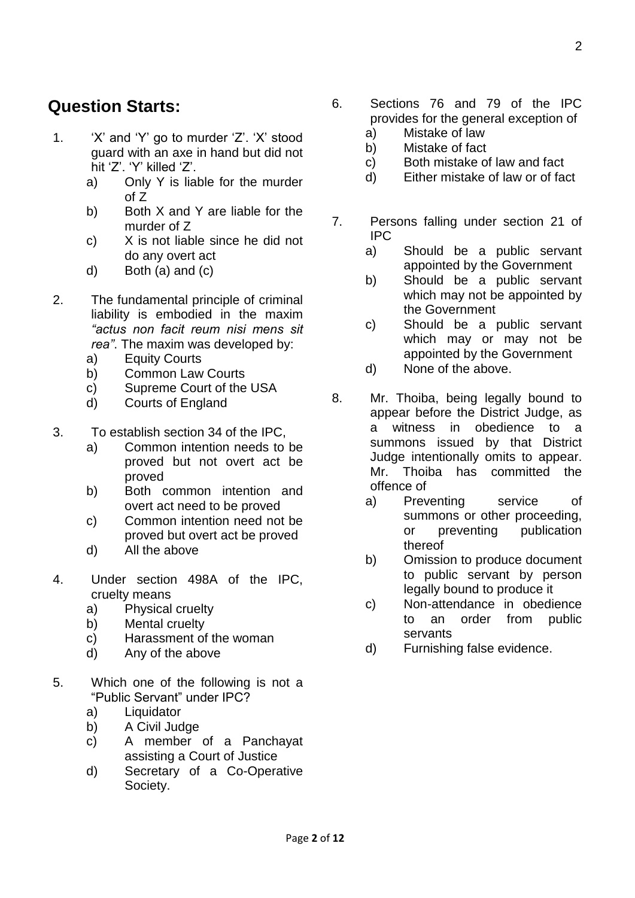## Question Starts:

1. 'X' and 'Y' go to murder 'Z'. 'X' stood guard with an axe in hand but did not hit 'Z'. 'Y' killed 'Z'.
   a) Only Y is liable for the murder of Z
   b) Both X and Y are liable for the murder of Z
   c) X is not liable since he did not do any overt act
   d) Both (a) and (c)

2. The fundamental principle of criminal liability is embodied in the maxim *"actus non facit reum nisi mens sit rea"*. The maxim was developed by:
   a) Equity Courts
   b) Common Law Courts
   c) Supreme Court of the USA
   d) Courts of England

3. To establish section 34 of the IPC,
   a) Common intention needs to be proved but not overt act be proved
   b) Both common intention and overt act need to be proved
   c) Common intention need not be proved but overt act be proved
   d) All the above

4. Under section 498A of the IPC, cruelty means
   a) Physical cruelty
   b) Mental cruelty
   c) Harassment of the woman
   d) Any of the above

5. Which one of the following is not a "Public Servant" under IPC?
   a) Liquidator
   b) A Civil Judge
   c) A member of a Panchayat assisting a Court of Justice
   d) Secretary of a Co-Operative Society.

6. Sections 76 and 79 of the IPC provides for the general exception of
   a) Mistake of law
   b) Mistake of fact
   c) Both mistake of law and fact
   d) Either mistake of law or of fact

7. Persons falling under section 21 of IPC
   a) Should be a public servant appointed by the Government
   b) Should be a public servant which may not be appointed by the Government
   c) Should be a public servant which may or may not be appointed by the Government
   d) None of the above.

8. Mr. Thoiba, being legally bound to appear before the District Judge, as a witness in obedience to a summons issued by that District Judge intentionally omits to appear. Mr. Thoiba has committed the offence of
   a) Preventing service of summons or other proceeding, or preventing publication thereof
   b) Omission to produce document to public servant by person legally bound to produce it
   c) Non-attendance in obedience to an order from public servants
   d) Furnishing false evidence.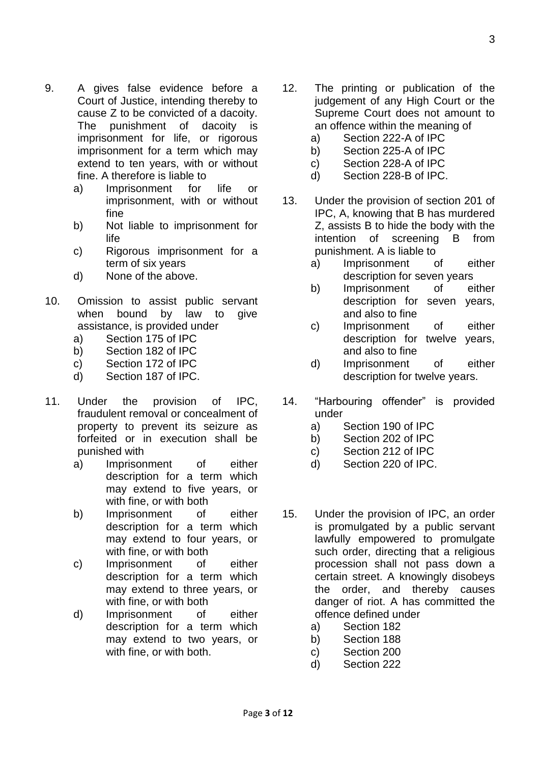9. A gives false evidence before a Court of Justice, intending thereby to cause Z to be convicted of a dacoity. The punishment of dacoity is imprisonment for life, or rigorous imprisonment for a term which may extend to ten years, with or without fine. A therefore is liable to
   a) Imprisonment for life or imprisonment, with or without fine
   b) Not liable to imprisonment for life
   c) Rigorous imprisonment for a term of six years
   d) None of the above.

10. Omission to assist public servant when bound by law to give assistance, is provided under
    a) Section 175 of IPC
    b) Section 182 of IPC
    c) Section 172 of IPC
    d) Section 187 of IPC.

11. Under the provision of IPC, fraudulent removal or concealment of property to prevent its seizure as forfeited or in execution shall be punished with
    a) Imprisonment of either description for a term which may extend to five years, or with fine, or with both
    b) Imprisonment of either description for a term which may extend to four years, or with fine, or with both
    c) Imprisonment of either description for a term which may extend to three years, or with fine, or with both
    d) Imprisonment of either description for a term which may extend to two years, or with fine, or with both.

12. The printing or publication of the judgement of any High Court or the Supreme Court does not amount to an offence within the meaning of
    a) Section 222-A of IPC
    b) Section 225-A of IPC
    c) Section 228-A of IPC
    d) Section 228-B of IPC.

13. Under the provision of section 201 of IPC, A, knowing that B has murdered Z, assists B to hide the body with the intention of screening B from punishment. A is liable to
    a) Imprisonment of either description for seven years
    b) Imprisonment of either description for seven years, and also to fine
    c) Imprisonment of either description for twelve years, and also to fine
    d) Imprisonment of either description for twelve years.

14. "Harbouring offender" is provided under
    a) Section 190 of IPC
    b) Section 202 of IPC
    c) Section 212 of IPC
    d) Section 220 of IPC.

15. Under the provision of IPC, an order is promulgated by a public servant lawfully empowered to promulgate such order, directing that a religious procession shall not pass down a certain street. A knowingly disobeys the order, and thereby causes danger of riot. A has committed the offence defined under
    a) Section 182
    b) Section 188
    c) Section 200
    d) Section 222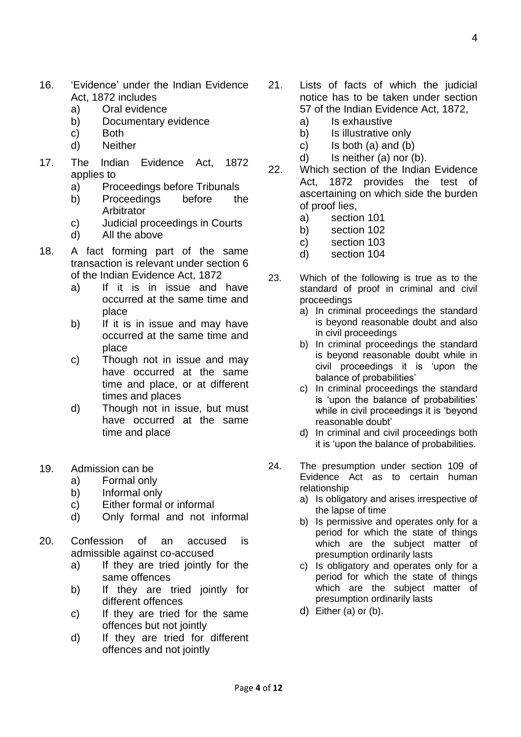16. 'Evidence' under the Indian Evidence Act, 1872 includes
    a) Oral evidence
    b) Documentary evidence
    c) Both
    d) Neither

17. The Indian Evidence Act, 1872 applies to
    a) Proceedings before Tribunals
    b) Proceedings before the Arbitrator
    c) Judicial proceedings in Courts
    d) All the above

18. A fact forming part of the same transaction is relevant under section 6 of the Indian Evidence Act, 1872
    a) If it is in issue and have occurred at the same time and place
    b) If it is in issue and may have occurred at the same time and place
    c) Though not in issue and may have occurred at the same time and place, or at different times and places
    d) Though not in issue, but must have occurred at the same time and place

19. Admission can be
    a) Formal only
    b) Informal only
    c) Either formal or informal
    d) Only formal and not informal

20. Confession of an accused is admissible against co-accused
    a) If they are tried jointly for the same offences
    b) If they are tried jointly for different offences
    c) If they are tried for the same offences but not jointly
    d) If they are tried for different offences and not jointly

21. Lists of facts of which the judicial notice has to be taken under section 57 of the Indian Evidence Act, 1872,
    a) Is exhaustive
    b) Is illustrative only
    c) Is both (a) and (b)
    d) Is neither (a) nor (b).

22. Which section of the Indian Evidence Act, 1872 provides the test of ascertaining on which side the burden of proof lies,
    a) section 101
    b) section 102
    c) section 103
    d) section 104

23. Which of the following is true as to the standard of proof in criminal and civil proceedings
    a) In criminal proceedings the standard is beyond reasonable doubt and also in civil proceedings
    b) In criminal proceedings the standard is beyond reasonable doubt while in civil proceedings it is 'upon the balance of probabilities'
    c) In criminal proceedings the standard is 'upon the balance of probabilities' while in civil proceedings it is 'beyond reasonable doubt'
    d) In criminal and civil proceedings both it is 'upon the balance of probabilities.

24. The presumption under section 109 of Evidence Act as to certain human relationship
    a) Is obligatory and arises irrespective of the lapse of time
    b) Is permissive and operates only for a period for which the state of things which are the subject matter of presumption ordinarily lasts
    c) Is obligatory and operates only for a period for which the state of things which are the subject matter of presumption ordinarily lasts
    d) Either (a) or (b).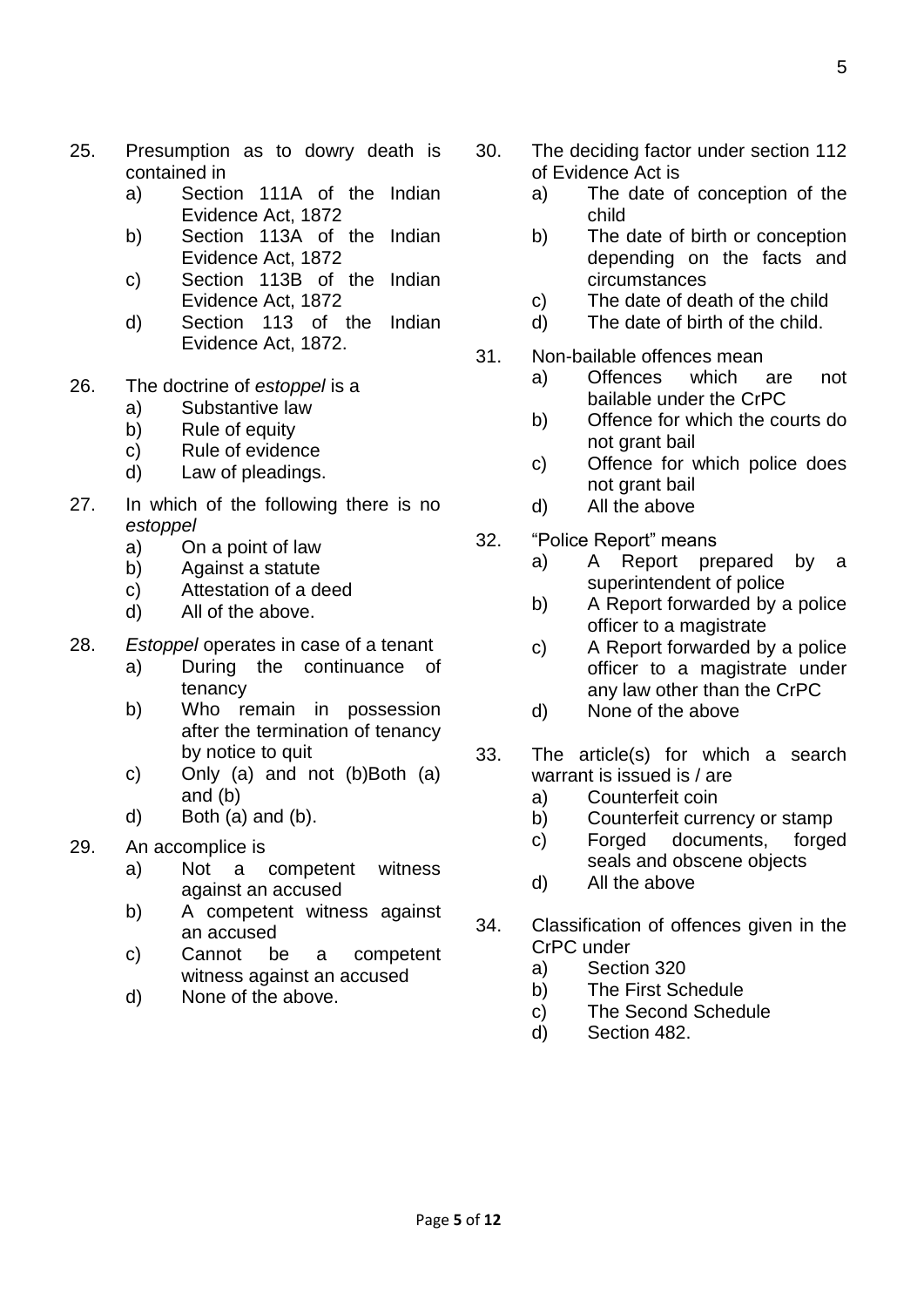25. Presumption as to dowry death is contained in
    a) Section 111A of the Indian Evidence Act, 1872
    b) Section 113A of the Indian Evidence Act, 1872
    c) Section 113B of the Indian Evidence Act, 1872
    d) Section 113 of the Indian Evidence Act, 1872.

26. The doctrine of *estoppel* is a
    a) Substantive law
    b) Rule of equity
    c) Rule of evidence
    d) Law of pleadings.

27. In which of the following there is no *estoppel*
    a) On a point of law
    b) Against a statute
    c) Attestation of a deed
    d) All of the above.

28. *Estoppel* operates in case of a tenant
    a) During the continuance of tenancy
    b) Who remain in possession after the termination of tenancy by notice to quit
    c) Only (a) and not (b)Both (a) and (b)
    d) Both (a) and (b).

29. An accomplice is
    a) Not a competent witness against an accused
    b) A competent witness against an accused
    c) Cannot be a competent witness against an accused
    d) None of the above.

30. The deciding factor under section 112 of Evidence Act is
    a) The date of conception of the child
    b) The date of birth or conception depending on the facts and circumstances
    c) The date of death of the child
    d) The date of birth of the child.

31. Non-bailable offences mean
    a) Offences which are not bailable under the CrPC
    b) Offence for which the courts do not grant bail
    c) Offence for which police does not grant bail
    d) All the above

32. "Police Report" means
    a) A Report prepared by a superintendent of police
    b) A Report forwarded by a police officer to a magistrate
    c) A Report forwarded by a police officer to a magistrate under any law other than the CrPC
    d) None of the above

33. The article(s) for which a search warrant is issued is / are
    a) Counterfeit coin
    b) Counterfeit currency or stamp
    c) Forged documents, forged seals and obscene objects
    d) All the above

34. Classification of offences given in the CrPC under
    a) Section 320
    b) The First Schedule
    c) The Second Schedule
    d) Section 482.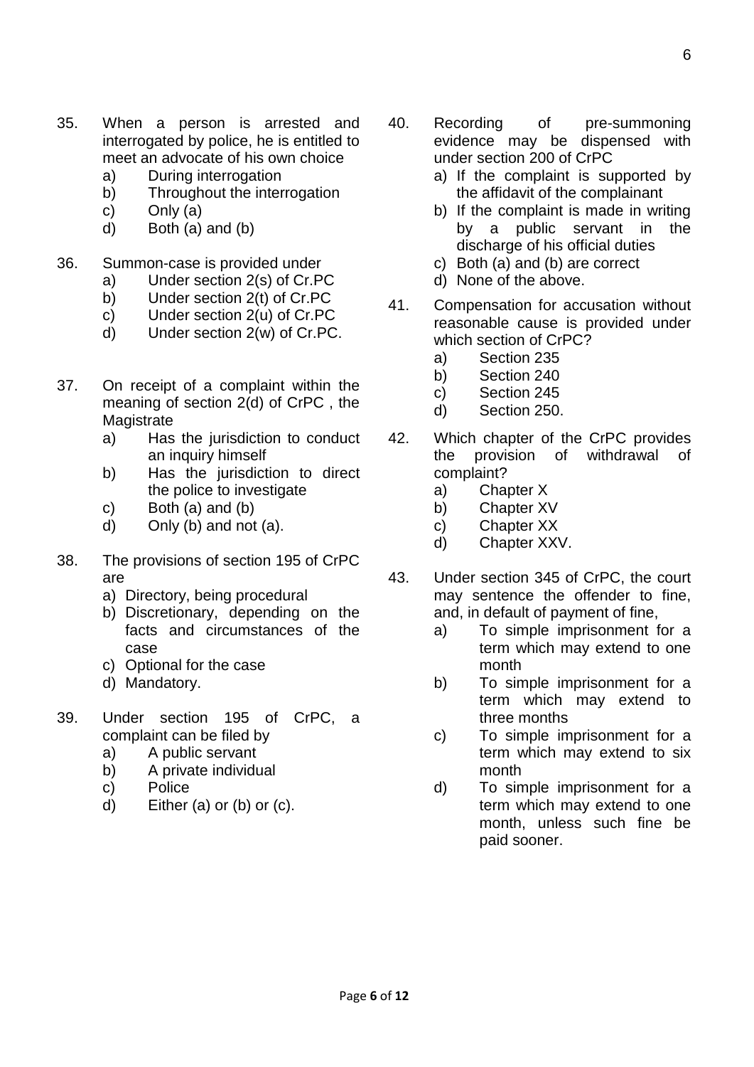35. When a person is arrested and interrogated by police, he is entitled to meet an advocate of his own choice
    a) During interrogation
    b) Throughout the interrogation
    c) Only (a)
    d) Both (a) and (b)

36. Summon-case is provided under
    a) Under section 2(s) of Cr.PC
    b) Under section 2(t) of Cr.PC
    c) Under section 2(u) of Cr.PC
    d) Under section 2(w) of Cr.PC.

37. On receipt of a complaint within the meaning of section 2(d) of CrPC , the Magistrate
    a) Has the jurisdiction to conduct an inquiry himself
    b) Has the jurisdiction to direct the police to investigate
    c) Both (a) and (b)
    d) Only (b) and not (a).

38. The provisions of section 195 of CrPC are
    a) Directory, being procedural
    b) Discretionary, depending on the facts and circumstances of the case
    c) Optional for the case
    d) Mandatory.

39. Under section 195 of CrPC, a complaint can be filed by
    a) A public servant
    b) A private individual
    c) Police
    d) Either (a) or (b) or (c).

40. Recording of pre-summoning evidence may be dispensed with under section 200 of CrPC
    a) If the complaint is supported by the affidavit of the complainant
    b) If the complaint is made in writing by a public servant in the discharge of his official duties
    c) Both (a) and (b) are correct
    d) None of the above.

41. Compensation for accusation without reasonable cause is provided under which section of CrPC?
    a) Section 235
    b) Section 240
    c) Section 245
    d) Section 250.

42. Which chapter of the CrPC provides the provision of withdrawal of complaint?
    a) Chapter X
    b) Chapter XV
    c) Chapter XX
    d) Chapter XXV.

43. Under section 345 of CrPC, the court may sentence the offender to fine, and, in default of payment of fine,
    a) To simple imprisonment for a term which may extend to one month
    b) To simple imprisonment for a term which may extend to three months
    c) To simple imprisonment for a term which may extend to six month
    d) To simple imprisonment for a term which may extend to one month, unless such fine be paid sooner.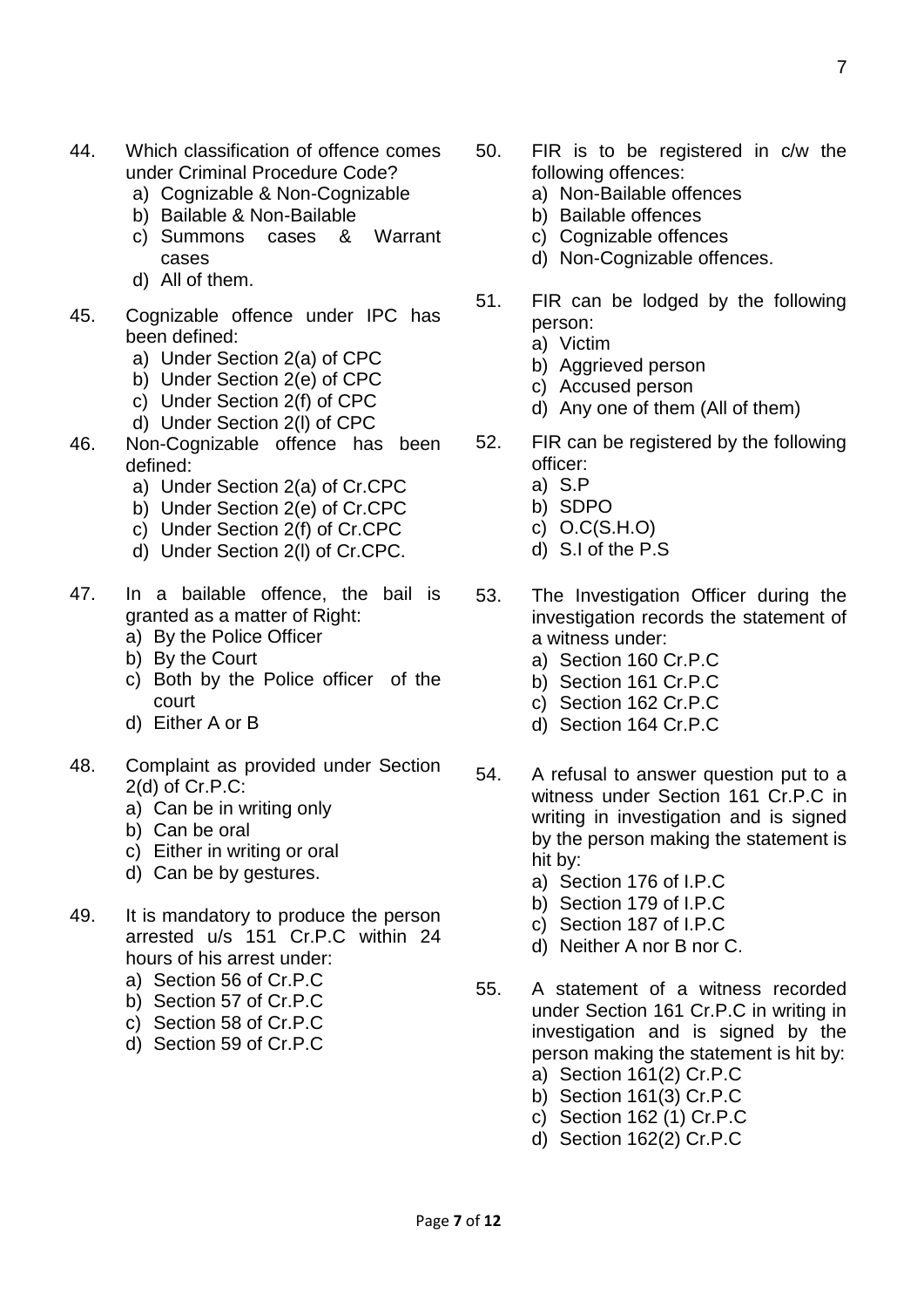44. Which classification of offence comes under Criminal Procedure Code?
    a) Cognizable & Non-Cognizable
    b) Bailable & Non-Bailable
    c) Summons cases & Warrant cases
    d) All of them.

45. Cognizable offence under IPC has been defined:
    a) Under Section 2(a) of CPC
    b) Under Section 2(e) of CPC
    c) Under Section 2(f) of CPC
    d) Under Section 2(l) of CPC

46. Non-Cognizable offence has been defined:
    a) Under Section 2(a) of Cr.CPC
    b) Under Section 2(e) of Cr.CPC
    c) Under Section 2(f) of Cr.CPC
    d) Under Section 2(l) of Cr.CPC.

47. In a bailable offence, the bail is granted as a matter of Right:
    a) By the Police Officer
    b) By the Court
    c) Both by the Police officer of the court
    d) Either A or B

48. Complaint as provided under Section 2(d) of Cr.P.C:
    a) Can be in writing only
    b) Can be oral
    c) Either in writing or oral
    d) Can be by gestures.

49. It is mandatory to produce the person arrested u/s 151 Cr.P.C within 24 hours of his arrest under:
    a) Section 56 of Cr.P.C
    b) Section 57 of Cr.P.C
    c) Section 58 of Cr.P.C
    d) Section 59 of Cr.P.C

50. FIR is to be registered in c/w the following offences:
    a) Non-Bailable offences
    b) Bailable offences
    c) Cognizable offences
    d) Non-Cognizable offences.

51. FIR can be lodged by the following person:
    a) Victim
    b) Aggrieved person
    c) Accused person
    d) Any one of them (All of them)

52. FIR can be registered by the following officer:
    a) S.P
    b) SDPO
    c) O.C(S.H.O)
    d) S.I of the P.S

53. The Investigation Officer during the investigation records the statement of a witness under:
    a) Section 160 Cr.P.C
    b) Section 161 Cr.P.C
    c) Section 162 Cr.P.C
    d) Section 164 Cr.P.C

54. A refusal to answer question put to a witness under Section 161 Cr.P.C in writing in investigation and is signed by the person making the statement is hit by:
    a) Section 176 of I.P.C
    b) Section 179 of I.P.C
    c) Section 187 of I.P.C
    d) Neither A nor B nor C.

55. A statement of a witness recorded under Section 161 Cr.P.C in writing in investigation and is signed by the person making the statement is hit by:
    a) Section 161(2) Cr.P.C
    b) Section 161(3) Cr.P.C
    c) Section 162 (1) Cr.P.C
    d) Section 162(2) Cr.P.C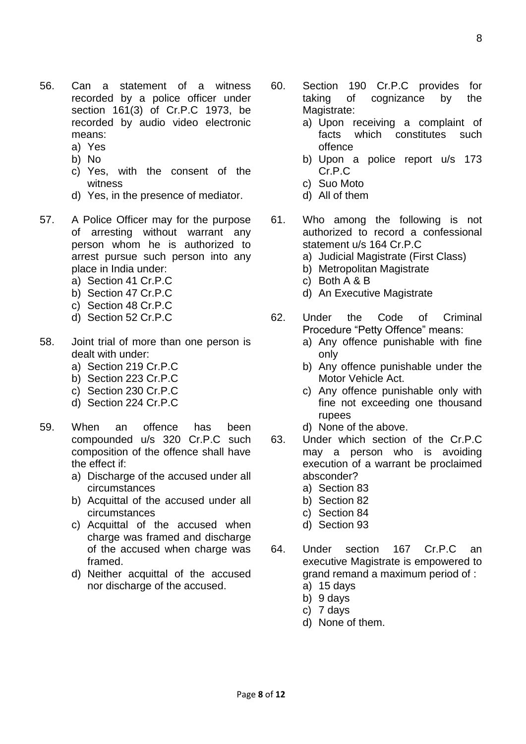56. Can a statement of a witness recorded by a police officer under section 161(3) of Cr.P.C 1973, be recorded by audio video electronic means:
    a) Yes
    b) No
    c) Yes, with the consent of the witness
    d) Yes, in the presence of mediator.

57. A Police Officer may for the purpose of arresting without warrant any person whom he is authorized to arrest pursue such person into any place in India under:
    a) Section 41 Cr.P.C
    b) Section 47 Cr.P.C
    c) Section 48 Cr.P.C
    d) Section 52 Cr.P.C

58. Joint trial of more than one person is dealt with under:
    a) Section 219 Cr.P.C
    b) Section 223 Cr.P.C
    c) Section 230 Cr.P.C
    d) Section 224 Cr.P.C

59. When an offence has been compounded u/s 320 Cr.P.C such composition of the offence shall have the effect if:
    a) Discharge of the accused under all circumstances
    b) Acquittal of the accused under all circumstances
    c) Acquittal of the accused when charge was framed and discharge of the accused when charge was framed.
    d) Neither acquittal of the accused nor discharge of the accused.

60. Section 190 Cr.P.C provides for taking of cognizance by the Magistrate:
    a) Upon receiving a complaint of facts which constitutes such offence
    b) Upon a police report u/s 173 Cr.P.C
    c) Suo Moto
    d) All of them

61. Who among the following is not authorized to record a confessional statement u/s 164 Cr.P.C
    a) Judicial Magistrate (First Class)
    b) Metropolitan Magistrate
    c) Both A & B
    d) An Executive Magistrate

62. Under the Code of Criminal Procedure "Petty Offence" means:
    a) Any offence punishable with fine only
    b) Any offence punishable under the Motor Vehicle Act.
    c) Any offence punishable only with fine not exceeding one thousand rupees
    d) None of the above.

63. Under which section of the Cr.P.C may a person who is avoiding execution of a warrant be proclaimed absconder?
    a) Section 83
    b) Section 82
    c) Section 84
    d) Section 93

64. Under section 167 Cr.P.C an executive Magistrate is empowered to grand remand a maximum period of :
    a) 15 days
    b) 9 days
    c) 7 days
    d) None of them.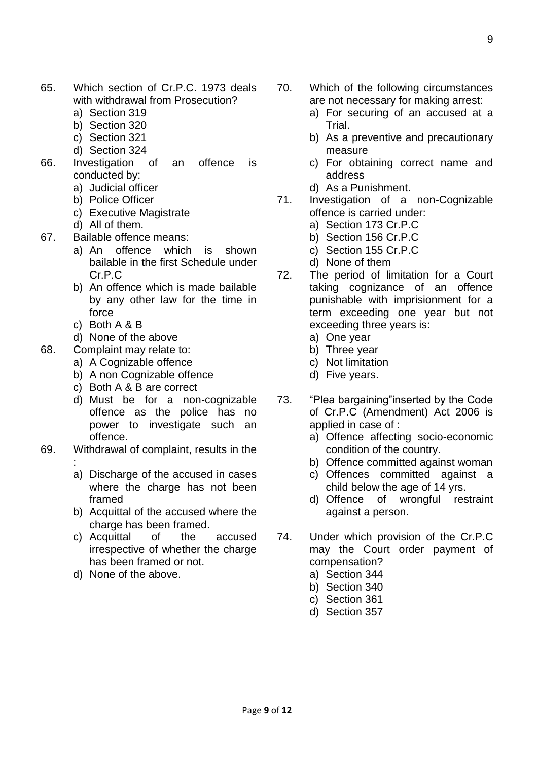65. Which section of Cr.P.C. 1973 deals with withdrawal from Prosecution?
    a) Section 319
    b) Section 320
    c) Section 321
    d) Section 324

66. Investigation of an offence is conducted by:
    a) Judicial officer
    b) Police Officer
    c) Executive Magistrate
    d) All of them.

67. Bailable offence means:
    a) An offence which is shown bailable in the first Schedule under Cr.P.C
    b) An offence which is made bailable by any other law for the time in force
    c) Both A & B
    d) None of the above

68. Complaint may relate to:
    a) A Cognizable offence
    b) A non Cognizable offence
    c) Both A & B are correct
    d) Must be for a non-cognizable offence as the police has no power to investigate such an offence.

69. Withdrawal of complaint, results in the :
    a) Discharge of the accused in cases where the charge has not been framed
    b) Acquittal of the accused where the charge has been framed.
    c) Acquittal of the accused irrespective of whether the charge has been framed or not.
    d) None of the above.

70. Which of the following circumstances are not necessary for making arrest:
    a) For securing of an accused at a Trial.
    b) As a preventive and precautionary measure
    c) For obtaining correct name and address
    d) As a Punishment.

71. Investigation of a non-Cognizable offence is carried under:
    a) Section 173 Cr.P.C
    b) Section 156 Cr.P.C
    c) Section 155 Cr.P.C
    d) None of them

72. The period of limitation for a Court taking cognizance of an offence punishable with imprisionment for a term exceeding one year but not exceeding three years is:
    a) One year
    b) Three year
    c) Not limitation
    d) Five years.

73. "Plea bargaining"inserted by the Code of Cr.P.C (Amendment) Act 2006 is applied in case of :
    a) Offence affecting socio-economic condition of the country.
    b) Offence committed against woman
    c) Offences committed against a child below the age of 14 yrs.
    d) Offence of wrongful restraint against a person.

74. Under which provision of the Cr.P.C may the Court order payment of compensation?
    a) Section 344
    b) Section 340
    c) Section 361
    d) Section 357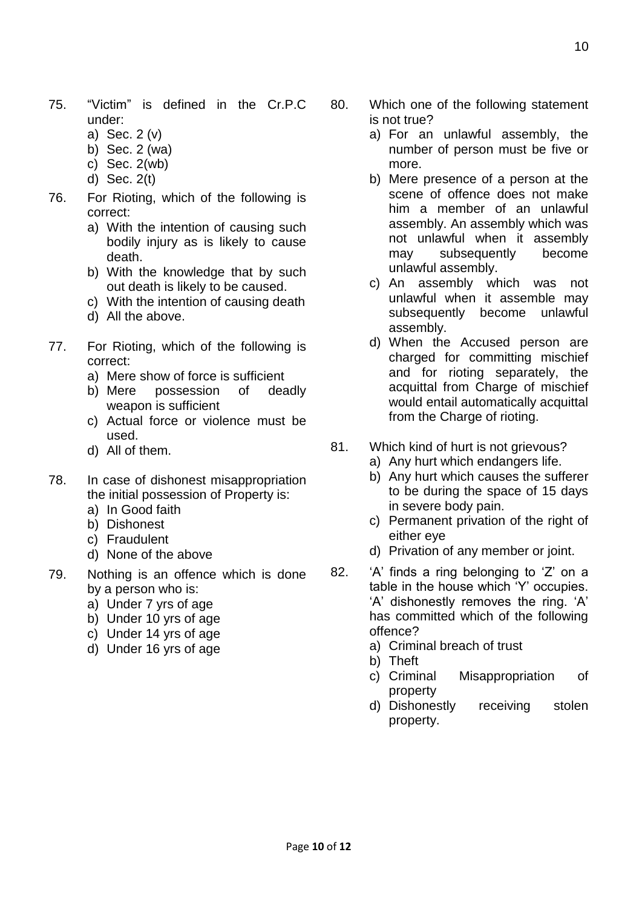75. "Victim" is defined in the Cr.P.C under:
   a) Sec. 2 (v)
   b) Sec. 2 (wa)
   c) Sec. 2(wb)
   d) Sec. 2(t)

76. For Rioting, which of the following is correct:
   a) With the intention of causing such bodily injury as is likely to cause death.
   b) With the knowledge that by such out death is likely to be caused.
   c) With the intention of causing death
   d) All the above.

77. For Rioting, which of the following is correct:
   a) Mere show of force is sufficient
   b) Mere possession of deadly weapon is sufficient
   c) Actual force or violence must be used.
   d) All of them.

78. In case of dishonest misappropriation the initial possession of Property is:
   a) In Good faith
   b) Dishonest
   c) Fraudulent
   d) None of the above

79. Nothing is an offence which is done by a person who is:
   a) Under 7 yrs of age
   b) Under 10 yrs of age
   c) Under 14 yrs of age
   d) Under 16 yrs of age

80. Which one of the following statement is not true?
   a) For an unlawful assembly, the number of person must be five or more.
   b) Mere presence of a person at the scene of offence does not make him a member of an unlawful assembly. An assembly which was not unlawful when it assembly may subsequently become unlawful assembly.
   c) An assembly which was not unlawful when it assemble may subsequently become unlawful assembly.
   d) When the Accused person are charged for committing mischief and for rioting separately, the acquittal from Charge of mischief would entail automatically acquittal from the Charge of rioting.

81. Which kind of hurt is not grievous?
   a) Any hurt which endangers life.
   b) Any hurt which causes the sufferer to be during the space of 15 days in severe body pain.
   c) Permanent privation of the right of either eye
   d) Privation of any member or joint.

82. 'A' finds a ring belonging to 'Z' on a table in the house which 'Y' occupies. 'A' dishonestly removes the ring. 'A' has committed which of the following offence?
   a) Criminal breach of trust
   b) Theft
   c) Criminal Misappropriation of property
   d) Dishonestly receiving stolen property.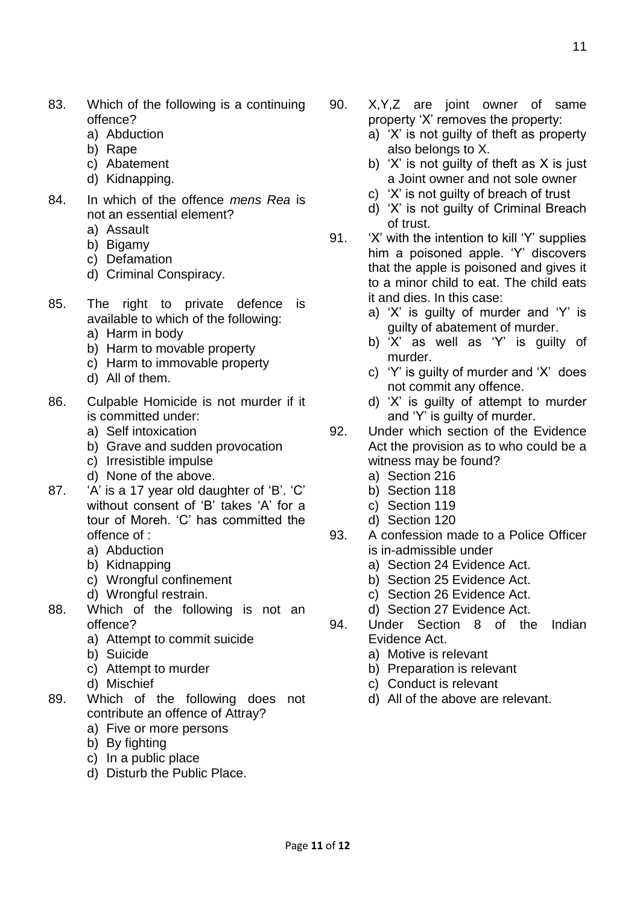83. Which of the following is a continuing offence?
    a) Abduction
    b) Rape
    c) Abatement
    d) Kidnapping.

84. In which of the offence *mens Rea* is not an essential element?
    a) Assault
    b) Bigamy
    c) Defamation
    d) Criminal Conspiracy.

85. The right to private defence is available to which of the following:
    a) Harm in body
    b) Harm to movable property
    c) Harm to immovable property
    d) All of them.

86. Culpable Homicide is not murder if it is committed under:
    a) Self intoxication
    b) Grave and sudden provocation
    c) Irresistible impulse
    d) None of the above.

87. 'A' is a 17 year old daughter of 'B'. 'C' without consent of 'B' takes 'A' for a tour of Moreh. 'C' has committed the offence of :
    a) Abduction
    b) Kidnapping
    c) Wrongful confinement
    d) Wrongful restrain.

88. Which of the following is not an offence?
    a) Attempt to commit suicide
    b) Suicide
    c) Attempt to murder
    d) Mischief

89. Which of the following does not contribute an offence of Attray?
    a) Five or more persons
    b) By fighting
    c) In a public place
    d) Disturb the Public Place.

90. X,Y,Z are joint owner of same property 'X' removes the property:
    a) 'X' is not guilty of theft as property also belongs to X.
    b) 'X' is not guilty of theft as X is just a Joint owner and not sole owner
    c) 'X' is not guilty of breach of trust
    d) 'X' is not guilty of Criminal Breach of trust.

91. 'X' with the intention to kill 'Y' supplies him a poisoned apple. 'Y' discovers that the apple is poisoned and gives it to a minor child to eat. The child eats it and dies. In this case:
    a) 'X' is guilty of murder and 'Y' is guilty of abatement of murder.
    b) 'X' as well as 'Y' is guilty of murder.
    c) 'Y' is guilty of murder and 'X' does not commit any offence.
    d) 'X' is guilty of attempt to murder and 'Y' is guilty of murder.

92. Under which section of the Evidence Act the provision as to who could be a witness may be found?
    a) Section 216
    b) Section 118
    c) Section 119
    d) Section 120

93. A confession made to a Police Officer is in-admissible under
    a) Section 24 Evidence Act.
    b) Section 25 Evidence Act.
    c) Section 26 Evidence Act.
    d) Section 27 Evidence Act.

94. Under Section 8 of the Indian Evidence Act.
    a) Motive is relevant
    b) Preparation is relevant
    c) Conduct is relevant
    d) All of the above are relevant.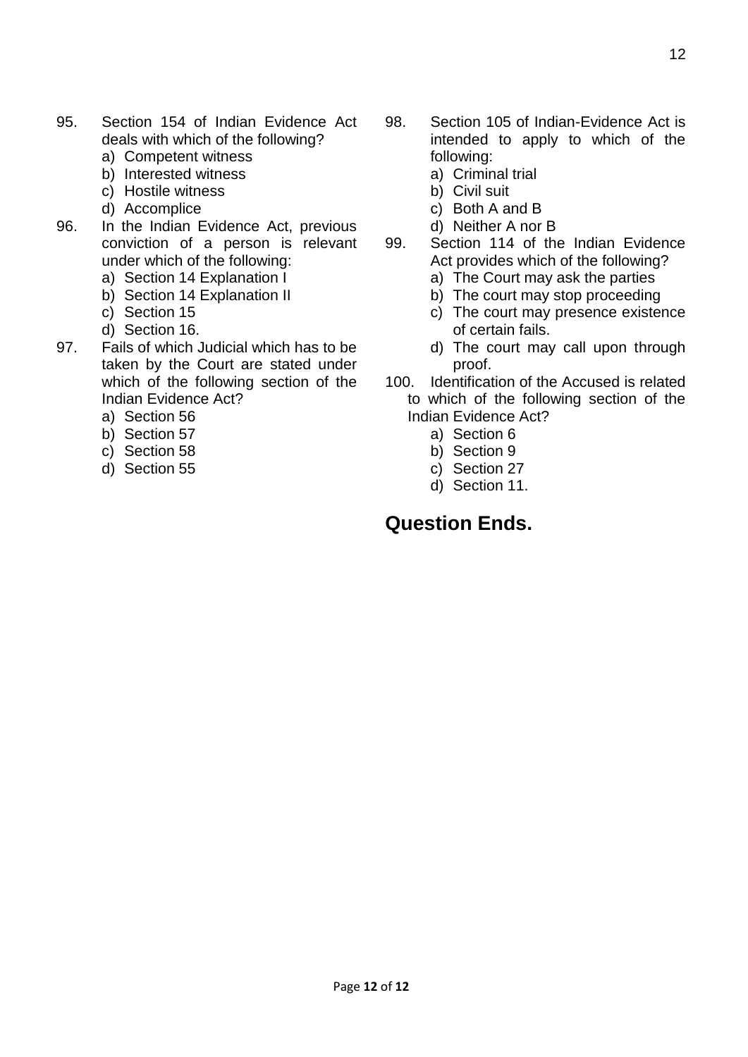95. Section 154 of Indian Evidence Act deals with which of the following?
    a) Competent witness
    b) Interested witness
    c) Hostile witness
    d) Accomplice

96. In the Indian Evidence Act, previous conviction of a person is relevant under which of the following:
    a) Section 14 Explanation I
    b) Section 14 Explanation II
    c) Section 15
    d) Section 16.

97. Fails of which Judicial which has to be taken by the Court are stated under which of the following section of the Indian Evidence Act?
    a) Section 56
    b) Section 57
    c) Section 58
    d) Section 55

98. Section 105 of Indian-Evidence Act is intended to apply to which of the following:
    a) Criminal trial
    b) Civil suit
    c) Both A and B
    d) Neither A nor B

99. Section 114 of the Indian Evidence Act provides which of the following?
    a) The Court may ask the parties
    b) The court may stop proceeding
    c) The court may presence existence of certain fails.
    d) The court may call upon through proof.

100. Identification of the Accused is related to which of the following section of the Indian Evidence Act?
    a) Section 6
    b) Section 9
    c) Section 27
    d) Section 11.

## Question Ends.